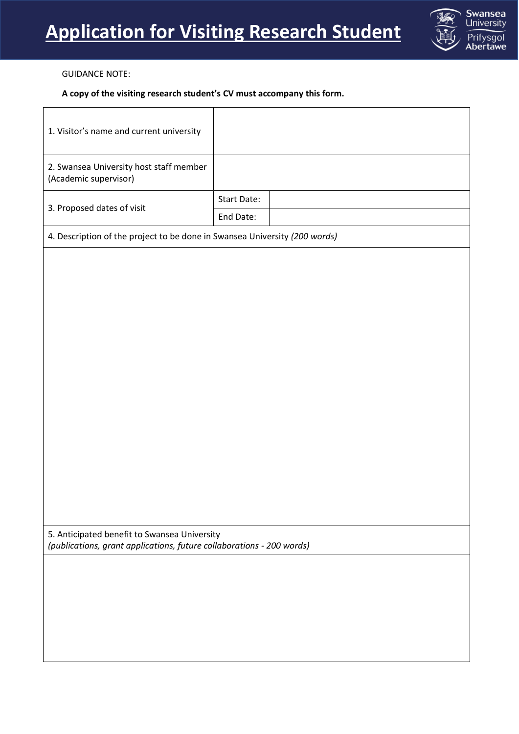# Application for Visiting Research Student

GUIDANCE NOTE:

**A copy of the visiting research student's CV must accompany this form.**

| | | |
|---|---|---|
| 1. Visitor's name and current university | | |
| 2. Swansea University host staff member (Academic supervisor) | | |
| 3. Proposed dates of visit | Start Date: | |
| | End Date: | |

4. Description of the project to be done in Swansea University *(200 words)*

5. Anticipated benefit to Swansea University
*(publications, grant applications, future collaborations - 200 words)*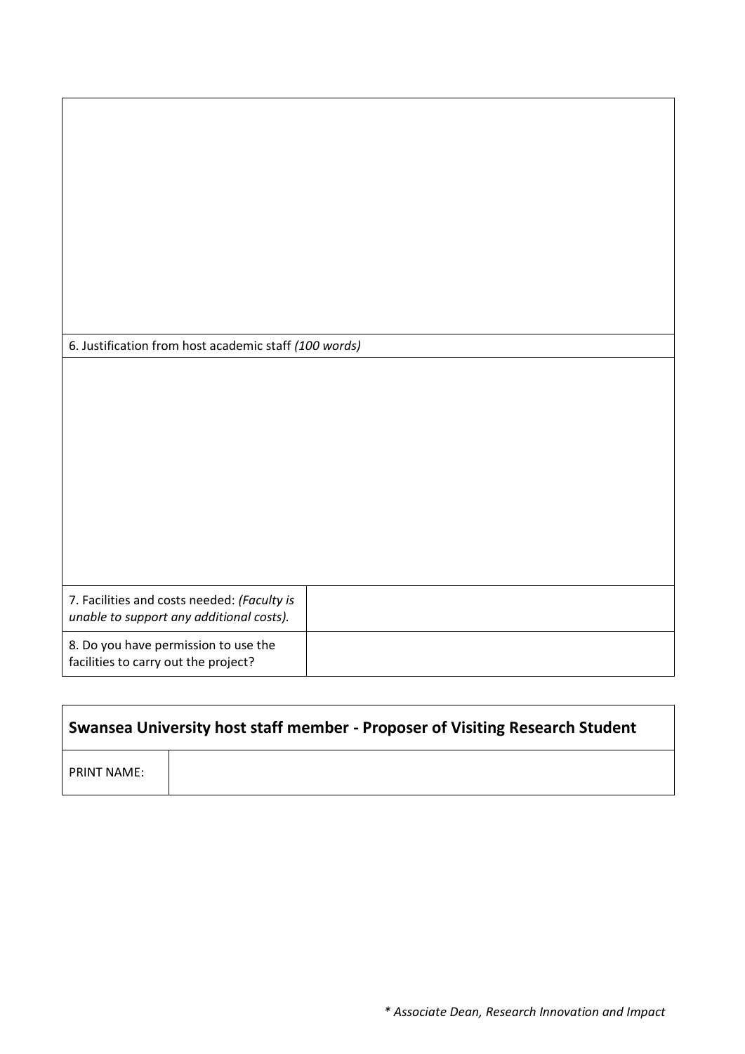| |
|---|
| |
| 6. Justification from host academic staff *(100 words)* |
| |

| | |
|---|---|
| 7. Facilities and costs needed: *(Faculty is unable to support any additional costs).* | |
| 8. Do you have permission to use the facilities to carry out the project? | |

| **Swansea University host staff member - Proposer of Visiting Research Student** | |
|---|---|
| PRINT NAME: | |

*\* Associate Dean, Research Innovation and Impact*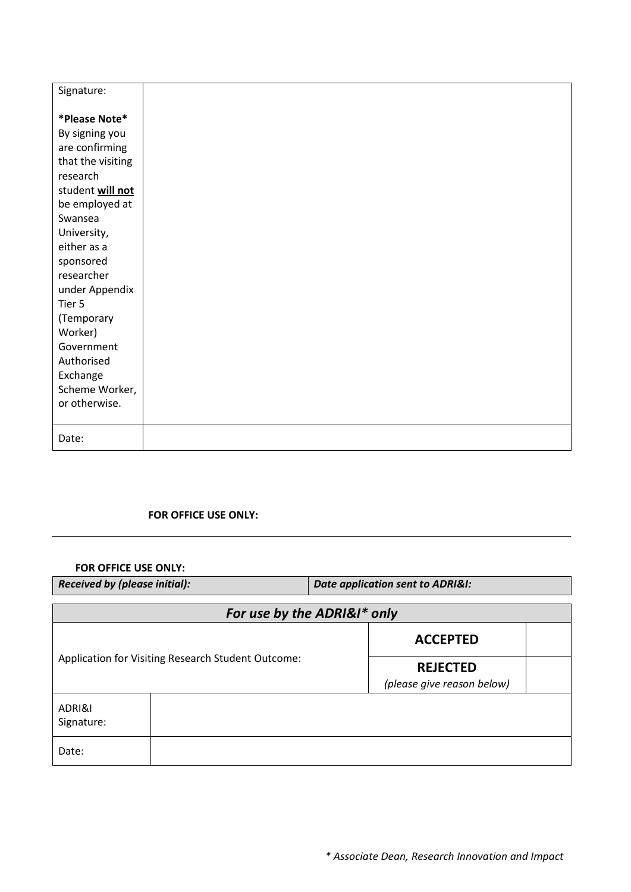| Signature:<br><br>**\*Please Note\***<br>By signing you are confirming that the visiting research student **<u>will not</u>** be employed at Swansea University, either as a sponsored researcher under Appendix Tier 5 (Temporary Worker) Government Authorised Exchange Scheme Worker, or otherwise. | |
|---|---|
| Date: | |

**FOR OFFICE USE ONLY:**

---

**FOR OFFICE USE ONLY:**

| ***Received by (please initial):*** | ***Date application sent to ADRI&I:*** |
|---|---|

| ***For use by the ADRI&I\* only*** | | | |
|---|---|---|---|
| Application for Visiting Research Student Outcome: | | **ACCEPTED** | |
| | | **REJECTED**<br>*(please give reason below)* | |
| ADRI&I Signature: | | | |
| Date: | | | |

*\* Associate Dean, Research Innovation and Impact*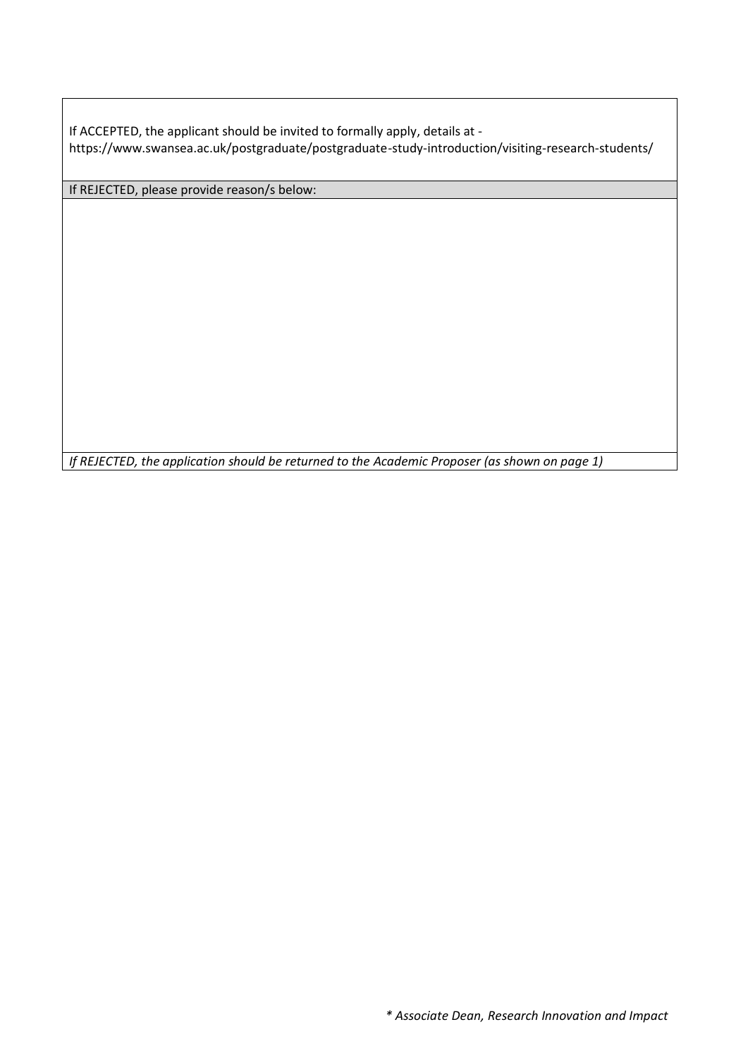If ACCEPTED, the applicant should be invited to formally apply, details at - https://www.swansea.ac.uk/postgraduate/postgraduate-study-introduction/visiting-research-students/

| If REJECTED, please provide reason/s below: |
| --- |
| |
| *If REJECTED, the application should be returned to the Academic Proposer (as shown on page 1)* |

*\* Associate Dean, Research Innovation and Impact*